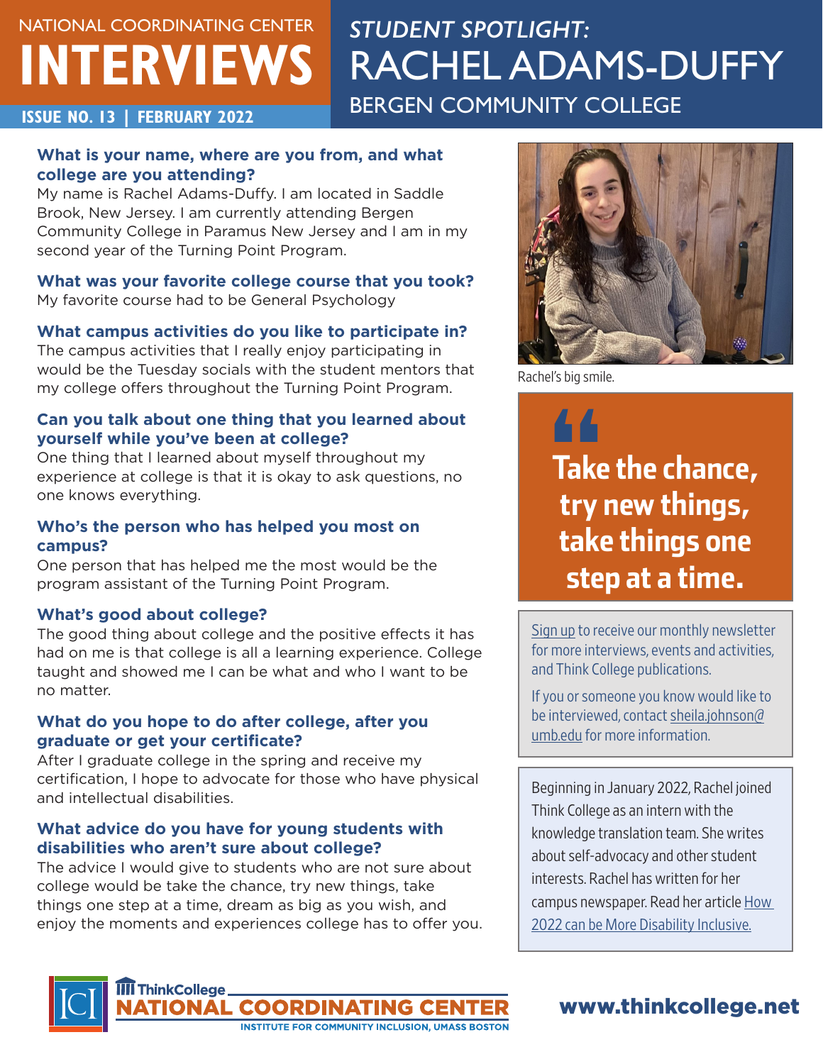NATIONAL COORDINATING CENTER

# INTERVIEWS

**ISSUE NO. 13 | FEBRUARY 2022**

## *STUDENT SPOTLIGHT:* RACHEL ADAMS-DUFFY

### BERGEN COMMUNITY COLLEGE

**What is your name, where are you from, and what college are you attending?**
My name is Rachel Adams-Duffy. I am located in Saddle Brook, New Jersey. I am currently attending Bergen Community College in Paramus New Jersey and I am in my second year of the Turning Point Program.

**What was your favorite college course that you took?**
My favorite course had to be General Psychology

**What campus activities do you like to participate in?**
The campus activities that I really enjoy participating in would be the Tuesday socials with the student mentors that my college offers throughout the Turning Point Program.

**Can you talk about one thing that you learned about yourself while you've been at college?**
One thing that I learned about myself throughout my experience at college is that it is okay to ask questions, no one knows everything.

**Who's the person who has helped you most on campus?**
One person that has helped me the most would be the program assistant of the Turning Point Program.

**What's good about college?**
The good thing about college and the positive effects it has had on me is that college is all a learning experience. College taught and showed me I can be what and who I want to be no matter.

**What do you hope to do after college, after you graduate or get your certificate?**
After I graduate college in the spring and receive my certification, I hope to advocate for those who have physical and intellectual disabilities.

**What advice do you have for young students with disabilities who aren't sure about college?**
The advice I would give to students who are not sure about college would be take the chance, try new things, take things one step at a time, dream as big as you wish, and enjoy the moments and experiences college has to offer you.

Rachel's big smile.

> **Take the chance, try new things, take things one step at a time.**

Sign up to receive our monthly newsletter for more interviews, events and activities, and Think College publications.

If you or someone you know would like to be interviewed, contact sheila.johnson@umb.edu for more information.

Beginning in January 2022, Rachel joined Think College as an intern with the knowledge translation team. She writes about self-advocacy and other student interests. Rachel has written for her campus newspaper. Read her article How 2022 can be More Disability Inclusive.

ThinkCollege NATIONAL COORDINATING CENTER
INSTITUTE FOR COMMUNITY INCLUSION, UMASS BOSTON

**www.thinkcollege.net**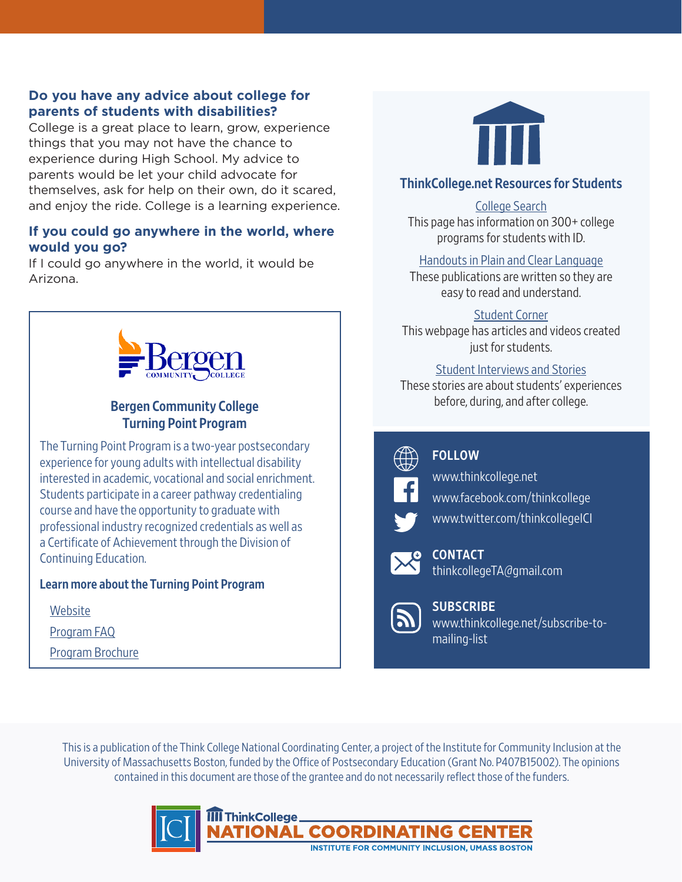**Do you have any advice about college for parents of students with disabilities?**

College is a great place to learn, grow, experience things that you may not have the chance to experience during High School. My advice to parents would be let your child advocate for themselves, ask for help on their own, do it scared, and enjoy the ride. College is a learning experience.

**If you could go anywhere in the world, where would you go?**

If I could go anywhere in the world, it would be Arizona.

## Bergen Community College Turning Point Program

The Turning Point Program is a two-year postsecondary experience for young adults with intellectual disability interested in academic, vocational and social enrichment. Students participate in a career pathway credentialing course and have the opportunity to graduate with professional industry recognized credentials as well as a Certificate of Achievement through the Division of Continuing Education.

**Learn more about the Turning Point Program**

- Website
- Program FAQ
- Program Brochure

## ThinkCollege.net Resources for Students

**College Search**
This page has information on 300+ college programs for students with ID.

**Handouts in Plain and Clear Language**
These publications are written so they are easy to read and understand.

**Student Corner**
This webpage has articles and videos created just for students.

**Student Interviews and Stories**
These stories are about students' experiences before, during, and after college.

**FOLLOW**

www.thinkcollege.net
www.facebook.com/thinkcollege
www.twitter.com/thinkcollegeICI

**CONTACT**

thinkcollegeTA@gmail.com

**SUBSCRIBE**

www.thinkcollege.net/subscribe-to-mailing-list

This is a publication of the Think College National Coordinating Center, a project of the Institute for Community Inclusion at the University of Massachusetts Boston, funded by the Office of Postsecondary Education (Grant No. P407B15002). The opinions contained in this document are those of the grantee and do not necessarily reflect those of the funders.

ThinkCollege NATIONAL COORDINATING CENTER
INSTITUTE FOR COMMUNITY INCLUSION, UMASS BOSTON